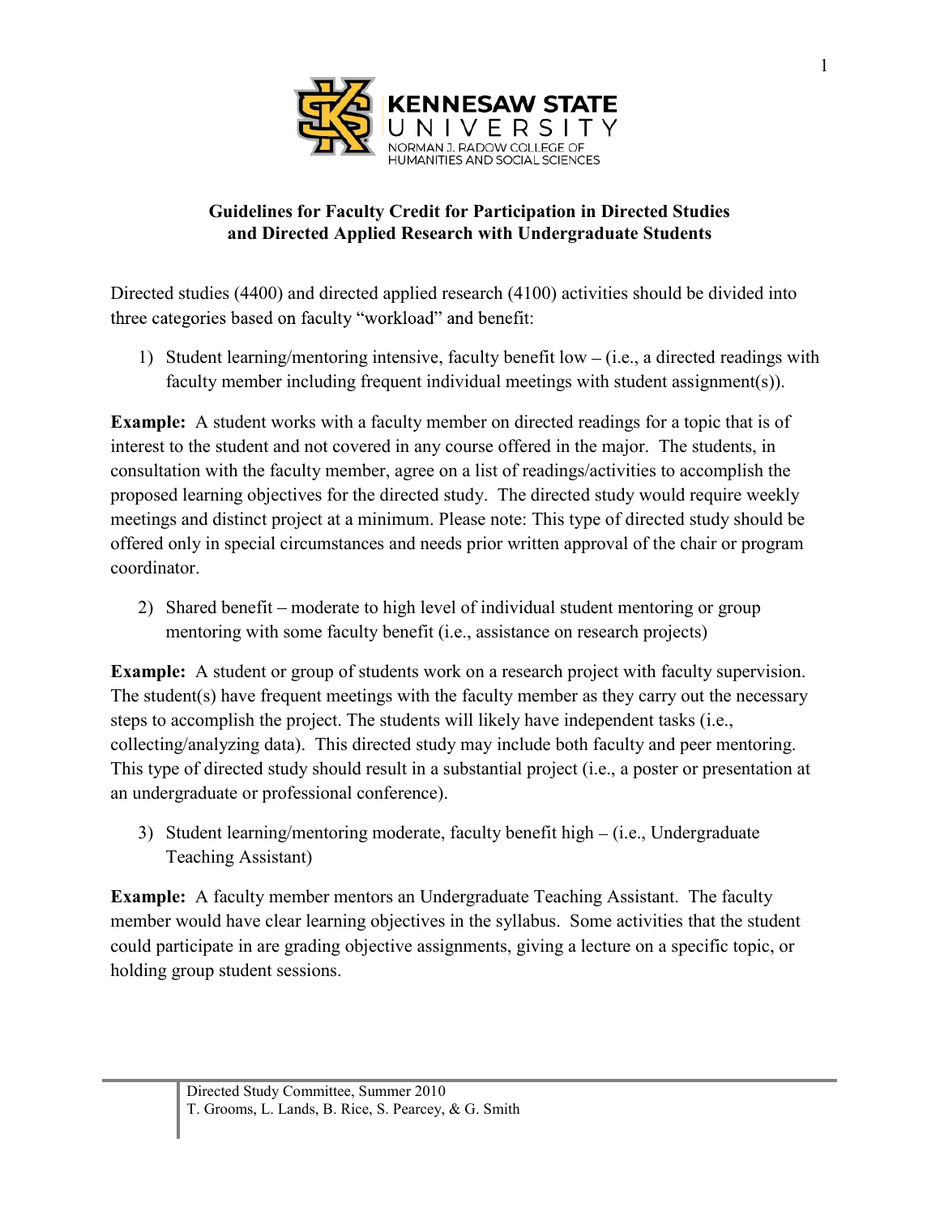KENNESAW STATE UNIVERSITY
NORMAN J. RADOW COLLEGE OF HUMANITIES AND SOCIAL SCIENCES

## Guidelines for Faculty Credit for Participation in Directed Studies and Directed Applied Research with Undergraduate Students

Directed studies (4400) and directed applied research (4100) activities should be divided into three categories based on faculty "workload" and benefit:

1) Student learning/mentoring intensive, faculty benefit low – (i.e., a directed readings with faculty member including frequent individual meetings with student assignment(s)).

**Example:** A student works with a faculty member on directed readings for a topic that is of interest to the student and not covered in any course offered in the major. The students, in consultation with the faculty member, agree on a list of readings/activities to accomplish the proposed learning objectives for the directed study. The directed study would require weekly meetings and distinct project at a minimum. Please note: This type of directed study should be offered only in special circumstances and needs prior written approval of the chair or program coordinator.

2) Shared benefit – moderate to high level of individual student mentoring or group mentoring with some faculty benefit (i.e., assistance on research projects)

**Example:** A student or group of students work on a research project with faculty supervision. The student(s) have frequent meetings with the faculty member as they carry out the necessary steps to accomplish the project. The students will likely have independent tasks (i.e., collecting/analyzing data). This directed study may include both faculty and peer mentoring. This type of directed study should result in a substantial project (i.e., a poster or presentation at an undergraduate or professional conference).

3) Student learning/mentoring moderate, faculty benefit high – (i.e., Undergraduate Teaching Assistant)

**Example:** A faculty member mentors an Undergraduate Teaching Assistant. The faculty member would have clear learning objectives in the syllabus. Some activities that the student could participate in are grading objective assignments, giving a lecture on a specific topic, or holding group student sessions.

Directed Study Committee, Summer 2010
T. Grooms, L. Lands, B. Rice, S. Pearcey, & G. Smith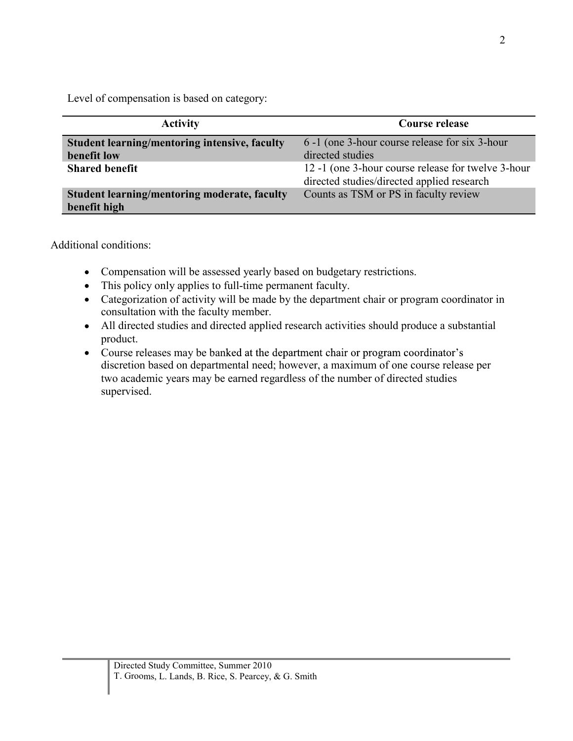Level of compensation is based on category:

| Activity | Course release |
|---|---|
| **Student learning/mentoring intensive, faculty benefit low** | 6 -1 (one 3-hour course release for six 3-hour directed studies |
| **Shared benefit** | 12 -1 (one 3-hour course release for twelve 3-hour directed studies/directed applied research |
| **Student learning/mentoring moderate, faculty benefit high** | Counts as TSM or PS in faculty review |

Additional conditions:

- Compensation will be assessed yearly based on budgetary restrictions.
- This policy only applies to full-time permanent faculty.
- Categorization of activity will be made by the department chair or program coordinator in consultation with the faculty member.
- All directed studies and directed applied research activities should produce a substantial product.
- Course releases may be banked at the department chair or program coordinator's discretion based on departmental need; however, a maximum of one course release per two academic years may be earned regardless of the number of directed studies supervised.

Directed Study Committee, Summer 2010
T. Grooms, L. Lands, B. Rice, S. Pearcey, & G. Smith